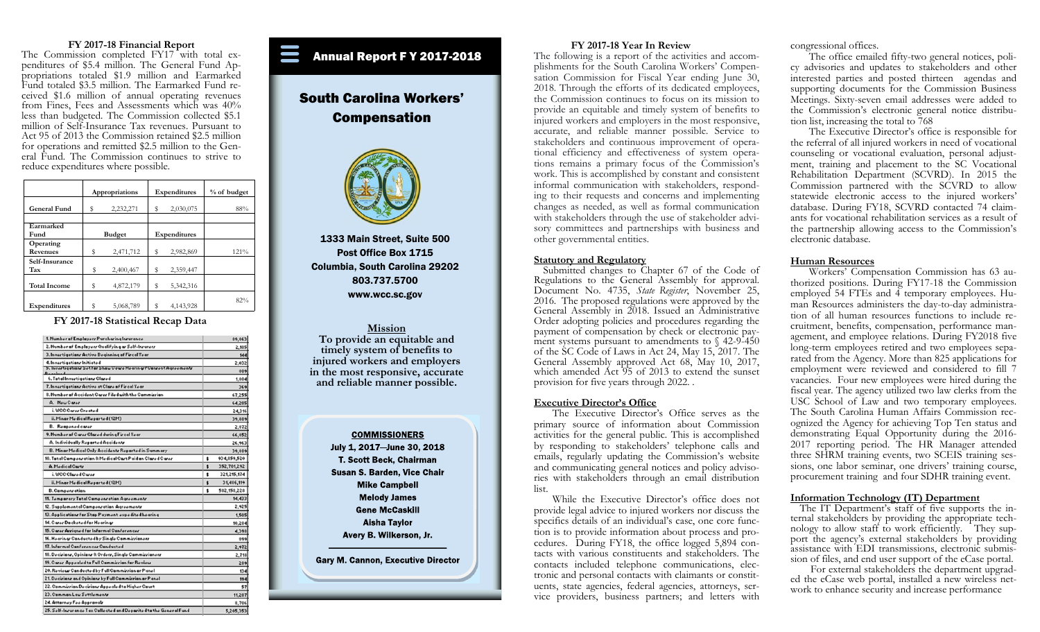## FY 2017-18 Financial Report

The Commission completed FY17 with total expenditures of $5.4 million. The General Fund Appropriations totaled $1.9 million and Earmarked Fund totaled $3.5 million. The Earmarked Fund received $1.6 million of annual operating revenues from Fines, Fees and Assessments which was 40% less than budgeted. The Commission collected $5.1 million of Self-Insurance Tax revenues. Pursuant to Act 95 of 2013 the Commission retained $2.5 million for operations and remitted $2.5 million to the General Fund. The Commission continues to strive to reduce expenditures where possible.

| | Appropriations | Expenditures | % of budget |
|---|---|---|---|
| General Fund | $ 2,232,271 | $ 2,030,075 | 88% |
| Earmarked Fund | Budget | Expenditures | |
| Operating Revenues | $ 2,471,712 | $ 2,982,869 | 121% |
| Self-Insurance Tax | $ 2,400,467 | $ 2,359,447 | |
| Total Income | $ 4,872,179 | $ 5,342,316 | |
| Expenditures | $ 5,068,789 | $ 4,143,928 | 82% |

## FY 2017-18 Statistical Recap Data

| | |
|---|---|
| 1. Number of Employers Purchasing Insurance | 99,863 |
| 2. Number of Employers Qualifying as Self-Insurers | 2,105 |
| 3. Investigations Active Beginning of Fiscal Year | 144 |
| 4. Investigations Initiated | 2,032 |
| 5. Investigations Settled Show Cause Hearings/Consent Agreements Reached | 809 |
| 6. Total Investigations Closed | 1,808 |
| 7. Investigations Active at Close of Fiscal Year | 368 |
| 8. Number of Accident Cases Filed with the Commission | 67,255 |
| A. New Cases | 64,205 |
| i. WCC Cases Created | 24,316 |
| ii. Minor Medical Reported (12M) | 39,889 |
| B. Reopened cases | 2,072 |
| 9. Number of Cases Closed during Fiscal Year | 66,052 |
| A. Individually Reported Accidents | 26,963 |
| B. Minor Medical Only Accidents Reported in Summary | 39,089 |
| 10. Total Compensation & Medical Cost Paid on Closed Cases | $ 934,859,529 |
| A. Medical Costs | $ 352,701,292 |
| i. WCC Closed Cases | $ 321,295,174 |
| ii. Minor Medical Reported (12M) | $ 31,406,119 |
| B. Compensation | $ 582,158,228 |
| 11. Temporary Total Compensation Agreements | 14,433 |
| 12. Supplemental Compensation Agreements | 2,925 |
| 13. Applications for Stop Payment expedited hearing | 1,505 |
| 14. Cases Docketed for Hearings | 10,284 |
| 15. Cases Assigned for Informal Conferences | 4,398 |
| 16. Hearings Conducted by Single Commissioners | 899 |
| 17. Informal Conferences Conducted | 2,472 |
| 18. Decisions, Opinions & Orders, Single Commissioners | 2,718 |
| 19. Cases Appealed to Full Commission for Review | 259 |
| 20. Reviews Conducted by Full Commission or Panel | 124 |
| 21. Decisions and Opinions by Full Commission or Panel | 194 |
| 22. Commission Decisions Appealed to Higher Court | 57 |
| 23. Common Law Settlements | 11,287 |
| 24. Attorney Fee Approvals | 8,706 |
| 25. Self-Insurance Tax Collected and Deposited to the General Fund | 5,245,353 |

# Annual Report F Y 2017-2018

# South Carolina Workers' Compensation

1333 Main Street, Suite 500
Post Office Box 1715
Columbia, South Carolina 29202
803.737.5700
www.wcc.sc.gov

### Mission

**To provide an equitable and timely system of benefits to injured workers and employers in the most responsive, accurate and reliable manner possible.**

### COMMISSIONERS

July 1, 2017—June 30, 2018
T. Scott Beck, Chairman
Susan S. Barden, Vice Chair
Mike Campbell
Melody James
Gene McCaskill
Aisha Taylor
Avery B. Wilkerson, Jr.

Gary M. Cannon, Executive Director

## FY 2017-18 Year In Review

The following is a report of the activities and accomplishments for the South Carolina Workers' Compensation Commission for Fiscal Year ending June 30, 2018. Through the efforts of its dedicated employees, the Commission continues to focus on its mission to provide an equitable and timely system of benefits to injured workers and employers in the most responsive, accurate, and reliable manner possible. Service to stakeholders and continuous improvement of operational efficiency and effectiveness of system operations remains a primary focus of the Commission's work. This is accomplished by constant and consistent informal communication with stakeholders, responding to their requests and concerns and implementing changes as needed, as well as formal communication with stakeholders through the use of stakeholder advisory committees and partnerships with business and other governmental entities.

### Statutory and Regulatory

Submitted changes to Chapter 67 of the Code of Regulations to the General Assembly for approval. Document No. 4735, *State Register*, November 25, 2016. The proposed regulations were approved by the General Assembly in 2018. Issued an Administrative Order adopting policies and procedures regarding the payment of compensation by check or electronic payment systems pursuant to amendments to § 42-9-450 of the SC Code of Laws in Act 24, May 15, 2017. The General Assembly approved Act 68, May 10, 2017, which amended Act 95 of 2013 to extend the sunset provision for five years through 2022. .

### Executive Director's Office

The Executive Director's Office serves as the primary source of information about Commission activities for the general public. This is accomplished by responding to stakeholders' telephone calls and emails, regularly updating the Commission's website and communicating general notices and policy advisories with stakeholders through an email distribution list.

While the Executive Director's office does not provide legal advice to injured workers nor discuss the specifics details of an individual's case, one core function is to provide information about process and procedures. During FY18, the office logged 5,894 contacts with various constituents and stakeholders. The contacts included telephone communications, electronic and personal contacts with claimants or constituents, state agencies, federal agencies, attorneys, service providers, business partners; and letters with congressional offices.

The office emailed fifty-two general notices, policy advisories and updates to stakeholders and other interested parties and posted thirteen agendas and supporting documents for the Commission Business Meetings. Sixty-seven email addresses were added to the Commission's electronic general notice distribution list, increasing the total to 768

The Executive Director's office is responsible for the referral of all injured workers in need of vocational counseling or vocational evaluation, personal adjustment, training and placement to the SC Vocational Rehabilitation Department (SCVRD). In 2015 the Commission partnered with the SCVRD to allow statewide electronic access to the injured workers' database. During FY18, SCVRD contacted 74 claimants for vocational rehabilitation services as a result of the partnership allowing access to the Commission's electronic database.

### Human Resources

Workers' Compensation Commission has 63 authorized positions. During FY17-18 the Commission employed 54 FTEs and 4 temporary employees. Human Resources administers the day-to-day administration of all human resources functions to include recruitment, benefits, compensation, performance management, and employee relations. During FY2018 five long-term employees retired and two employees separated from the Agency. More than 825 applications for employment were reviewed and considered to fill 7 vacancies. Four new employees were hired during the fiscal year. The agency utilized two law clerks from the USC School of Law and two temporary employees. The South Carolina Human Affairs Commission recognized the Agency for achieving Top Ten status and demonstrating Equal Opportunity during the 2016-2017 reporting period. The HR Manager attended three SHRM training events, two SCEIS training sessions, one labor seminar, one drivers' training course, procurement training and four SDHR training event.

### Information Technology (IT) Department

The IT Department's staff of five supports the internal stakeholders by providing the appropriate technology to allow staff to work efficiently. They support the agency's external stakeholders by providing assistance with EDI transmissions, electronic submission of files, and end user support of the eCase portal.

For external stakeholders the department upgraded the eCase web portal, installed a new wireless network to enhance security and increase performance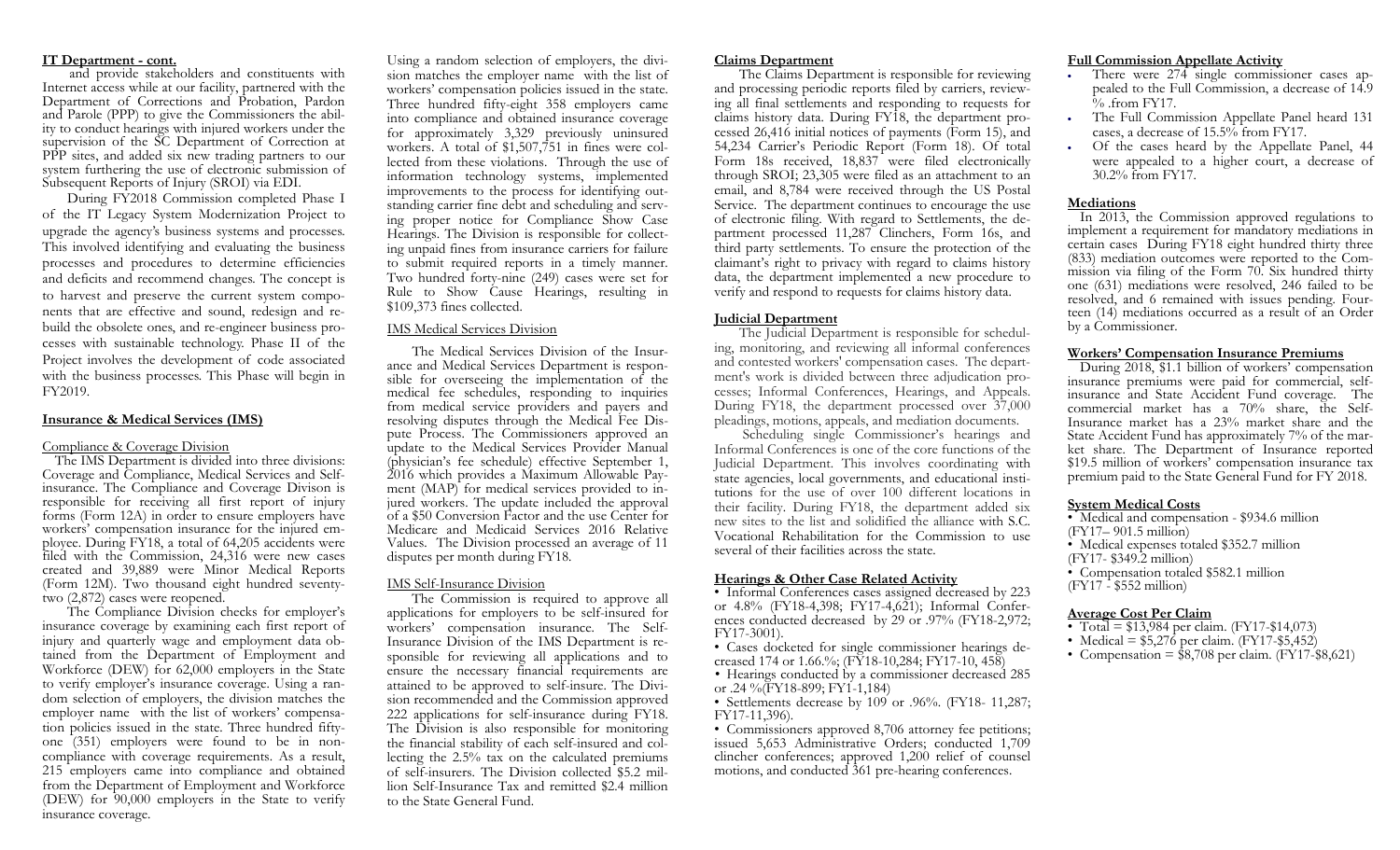## IT Department - cont.

and provide stakeholders and constituents with Internet access while at our facility, partnered with the Department of Corrections and Probation, Pardon and Parole (PPP) to give the Commissioners the ability to conduct hearings with injured workers under the supervision of the SC Department of Correction at PPP sites, and added six new trading partners to our system furthering the use of electronic submission of Subsequent Reports of Injury (SROI) via EDI.

During FY2018 Commission completed Phase I of the IT Legacy System Modernization Project to upgrade the agency's business systems and processes. This involved identifying and evaluating the business processes and procedures to determine efficiencies and deficits and recommend changes. The concept is to harvest and preserve the current system components that are effective and sound, redesign and rebuild the obsolete ones, and re-engineer business processes with sustainable technology. Phase II of the Project involves the development of code associated with the business processes. This Phase will begin in FY2019.

## Insurance & Medical Services (IMS)

### Compliance & Coverage Division

The IMS Department is divided into three divisions: Coverage and Compliance, Medical Services and Self-insurance. The Compliance and Coverage Divison is responsible for receiving all first report of injury forms (Form 12A) in order to ensure employers have workers' compensation insurance for the injured employee. During FY18, a total of 64,205 accidents were filed with the Commission, 24,316 were new cases created and 39,889 were Minor Medical Reports (Form 12M). Two thousand eight hundred seventy-two (2,872) cases were reopened.

The Compliance Division checks for employer's insurance coverage by examining each first report of injury and quarterly wage and employment data obtained from the Department of Employment and Workforce (DEW) for 62,000 employers in the State to verify employer's insurance coverage. Using a random selection of employers, the division matches the employer name with the list of workers' compensation policies issued in the state. Three hundred fifty-one (351) employers were found to be in non-compliance with coverage requirements. As a result, 215 employers came into compliance and obtained from the Department of Employment and Workforce (DEW) for 90,000 employers in the State to verify insurance coverage.

Using a random selection of employers, the division matches the employer name with the list of workers' compensation policies issued in the state. Three hundred fifty-eight 358 employers came into compliance and obtained insurance coverage for approximately 3,329 previously uninsured workers. A total of $1,507,751 in fines were collected from these violations. Through the use of information technology systems, implemented improvements to the process for identifying outstanding carrier fine debt and scheduling and serving proper notice for Compliance Show Case Hearings. The Division is responsible for collecting unpaid fines from insurance carriers for failure to submit required reports in a timely manner. Two hundred forty-nine (249) cases were set for Rule to Show Cause Hearings, resulting in $109,373 fines collected.

### IMS Medical Services Division

The Medical Services Division of the Insurance and Medical Services Department is responsible for overseeing the implementation of the medical fee schedules, responding to inquiries from medical service providers and payers and resolving disputes through the Medical Fee Dispute Process. The Commissioners approved an update to the Medical Services Provider Manual (physician's fee schedule) effective September 1, 2016 which provides a Maximum Allowable Payment (MAP) for medical services provided to injured workers. The update included the approval of a $50 Conversion Factor and the use Center for Medicare and Medicaid Services 2016 Relative Values. The Division processed an average of 11 disputes per month during FY18.

### IMS Self-Insurance Division

The Commission is required to approve all applications for employers to be self-insured for workers' compensation insurance. The Self-Insurance Division of the IMS Department is responsible for reviewing all applications and to ensure the necessary financial requirements are attained to be approved to self-insure. The Division recommended and the Commission approved 222 applications for self-insurance during FY18. The Division is also responsible for monitoring the financial stability of each self-insured and collecting the 2.5% tax on the calculated premiums of self-insurers. The Division collected $5.2 million Self-Insurance Tax and remitted $2.4 million to the State General Fund.

## Claims Department

The Claims Department is responsible for reviewing and processing periodic reports filed by carriers, reviewing all final settlements and responding to requests for claims history data. During FY18, the department processed 26,416 initial notices of payments (Form 15), and 54,234 Carrier's Periodic Report (Form 18). Of total Form 18s received, 18,837 were filed electronically through SROI; 23,305 were filed as an attachment to an email, and 8,784 were received through the US Postal Service. The department continues to encourage the use of electronic filing. With regard to Settlements, the department processed 11,287 Clinchers, Form 16s, and third party settlements. To ensure the protection of the claimant's right to privacy with regard to claims history data, the department implemented a new procedure to verify and respond to requests for claims history data.

## Judicial Department

The Judicial Department is responsible for scheduling, monitoring, and reviewing all informal conferences and contested workers' compensation cases. The department's work is divided between three adjudication processes; Informal Conferences, Hearings, and Appeals. During FY18, the department processed over 37,000 pleadings, motions, appeals, and mediation documents.

Scheduling single Commissioner's hearings and Informal Conferences is one of the core functions of the Judicial Department. This involves coordinating with state agencies, local governments, and educational institutions for the use of over 100 different locations in their facility. During FY18, the department added six new sites to the list and solidified the alliance with S.C. Vocational Rehabilitation for the Commission to use several of their facilities across the state.

## Hearings & Other Case Related Activity

- Informal Conferences cases assigned decreased by 223 or 4.8% (FY18-4,398; FY17-4,621); Informal Conferences conducted decreased by 29 or .97% (FY18-2,972; FY17-3001).
- Cases docketed for single commissioner hearings decreased 174 or 1.66.%; (FY18-10,284; FY17-10, 458)
- Hearings conducted by a commissioner decreased 285 or .24 %(FY18-899; FY1-1,184)
- Settlements decrease by 109 or .96%. (FY18- 11,287; FY17-11,396).
- Commissioners approved 8,706 attorney fee petitions; issued 5,653 Administrative Orders; conducted 1,709 clincher conferences; approved 1,200 relief of counsel motions, and conducted 361 pre-hearing conferences.

## Full Commission Appellate Activity

- There were 274 single commissioner cases appealed to the Full Commission, a decrease of 14.9 % .from FY17.
- The Full Commission Appellate Panel heard 131 cases, a decrease of 15.5% from FY17.
- Of the cases heard by the Appellate Panel, 44 were appealed to a higher court, a decrease of 30.2% from FY17.

## Mediations

In 2013, the Commission approved regulations to implement a requirement for mandatory mediations in certain cases During FY18 eight hundred thirty three (833) mediation outcomes were reported to the Commission via filing of the Form 70. Six hundred thirty one (631) mediations were resolved, 246 failed to be resolved, and 6 remained with issues pending. Fourteen (14) mediations occurred as a result of an Order by a Commissioner.

## Workers' Compensation Insurance Premiums

During 2018, $1.1 billion of workers' compensation insurance premiums were paid for commercial, self-insurance and State Accident Fund coverage. The commercial market has a 70% share, the Self-Insurance market has a 23% market share and the State Accident Fund has approximately 7% of the market share. The Department of Insurance reported $19.5 million of workers' compensation insurance tax premium paid to the State General Fund for FY 2018.

## System Medical Costs

- Medical and compensation - $934.6 million (FY17– 901.5 million)
- Medical expenses totaled $352.7 million (FY17- $349.2 million)
- Compensation totaled $582.1 million (FY17 - $552 million)

## Average Cost Per Claim

- Total = $13,984 per claim. (FY17-$14,073)
- Medical = $5,276 per claim. (FY17-$5,452)
- Compensation = $8,708 per claim. (FY17-$8,621)